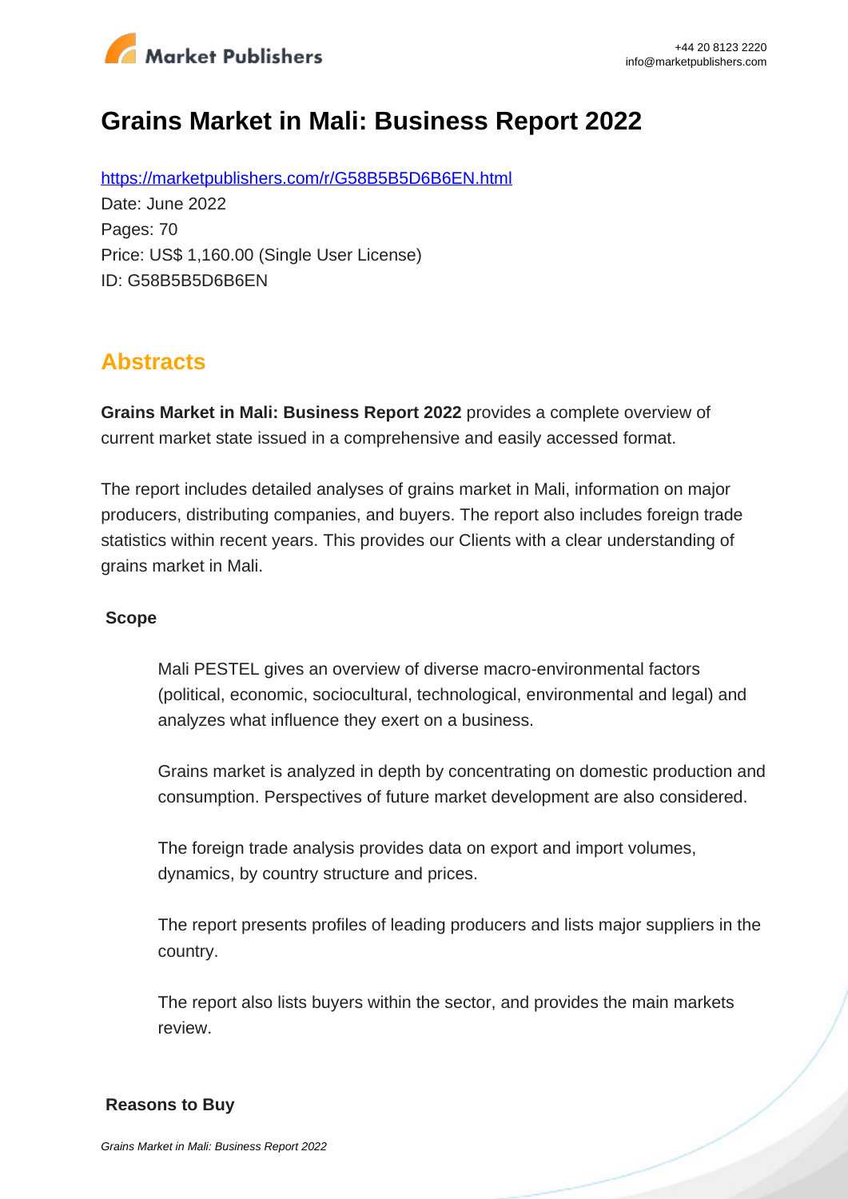# Grains Market in Mali: Business Report 2022

https://marketpublishers.com/r/G58B5B5D6B6EN.html

Date: June 2022

Pages: 70

Price: US$ 1,160.00 (Single User License)

ID: G58B5B5D6B6EN

## Abstracts

**Grains Market in Mali: Business Report 2022** provides a complete overview of current market state issued in a comprehensive and easily accessed format.

The report includes detailed analyses of grains market in Mali, information on major producers, distributing companies, and buyers. The report also includes foreign trade statistics within recent years. This provides our Clients with a clear understanding of grains market in Mali.

**Scope**

Mali PESTEL gives an overview of diverse macro-environmental factors (political, economic, sociocultural, technological, environmental and legal) and analyzes what influence they exert on a business.

Grains market is analyzed in depth by concentrating on domestic production and consumption. Perspectives of future market development are also considered.

The foreign trade analysis provides data on export and import volumes, dynamics, by country structure and prices.

The report presents profiles of leading producers and lists major suppliers in the country.

The report also lists buyers within the sector, and provides the main markets review.

**Reasons to Buy**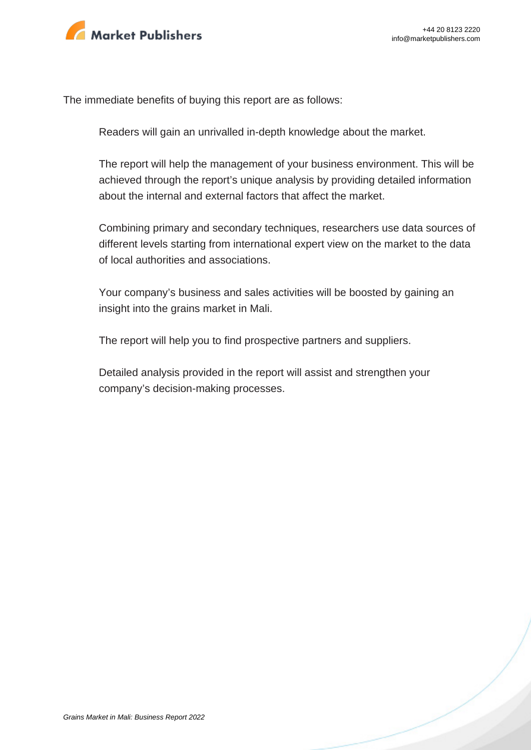The immediate benefits of buying this report are as follows:

- Readers will gain an unrivalled in-depth knowledge about the market.
- The report will help the management of your business environment. This will be achieved through the report's unique analysis by providing detailed information about the internal and external factors that affect the market.
- Combining primary and secondary techniques, researchers use data sources of different levels starting from international expert view on the market to the data of local authorities and associations.
- Your company's business and sales activities will be boosted by gaining an insight into the grains market in Mali.
- The report will help you to find prospective partners and suppliers.
- Detailed analysis provided in the report will assist and strengthen your company's decision-making processes.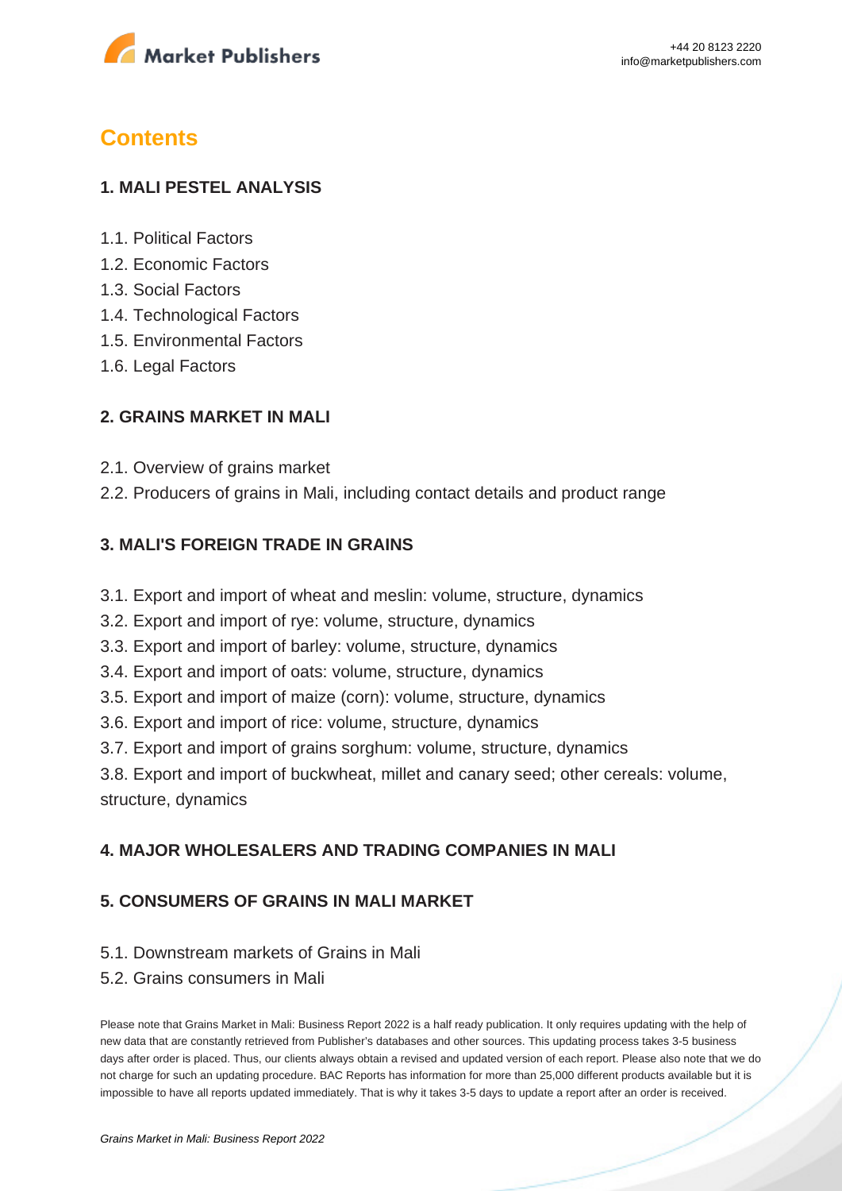# Contents

## 1. MALI PESTEL ANALYSIS

1.1. Political Factors
1.2. Economic Factors
1.3. Social Factors
1.4. Technological Factors
1.5. Environmental Factors
1.6. Legal Factors

## 2. GRAINS MARKET IN MALI

2.1. Overview of grains market
2.2. Producers of grains in Mali, including contact details and product range

## 3. MALI'S FOREIGN TRADE IN GRAINS

3.1. Export and import of wheat and meslin: volume, structure, dynamics
3.2. Export and import of rye: volume, structure, dynamics
3.3. Export and import of barley: volume, structure, dynamics
3.4. Export and import of oats: volume, structure, dynamics
3.5. Export and import of maize (corn): volume, structure, dynamics
3.6. Export and import of rice: volume, structure, dynamics
3.7. Export and import of grains sorghum: volume, structure, dynamics
3.8. Export and import of buckwheat, millet and canary seed; other cereals: volume, structure, dynamics

## 4. MAJOR WHOLESALERS AND TRADING COMPANIES IN MALI

## 5. CONSUMERS OF GRAINS IN MALI MARKET

5.1. Downstream markets of Grains in Mali
5.2. Grains consumers in Mali

Please note that Grains Market in Mali: Business Report 2022 is a half ready publication. It only requires updating with the help of new data that are constantly retrieved from Publisher's databases and other sources. This updating process takes 3-5 business days after order is placed. Thus, our clients always obtain a revised and updated version of each report. Please also note that we do not charge for such an updating procedure. BAC Reports has information for more than 25,000 different products available but it is impossible to have all reports updated immediately. That is why it takes 3-5 days to update a report after an order is received.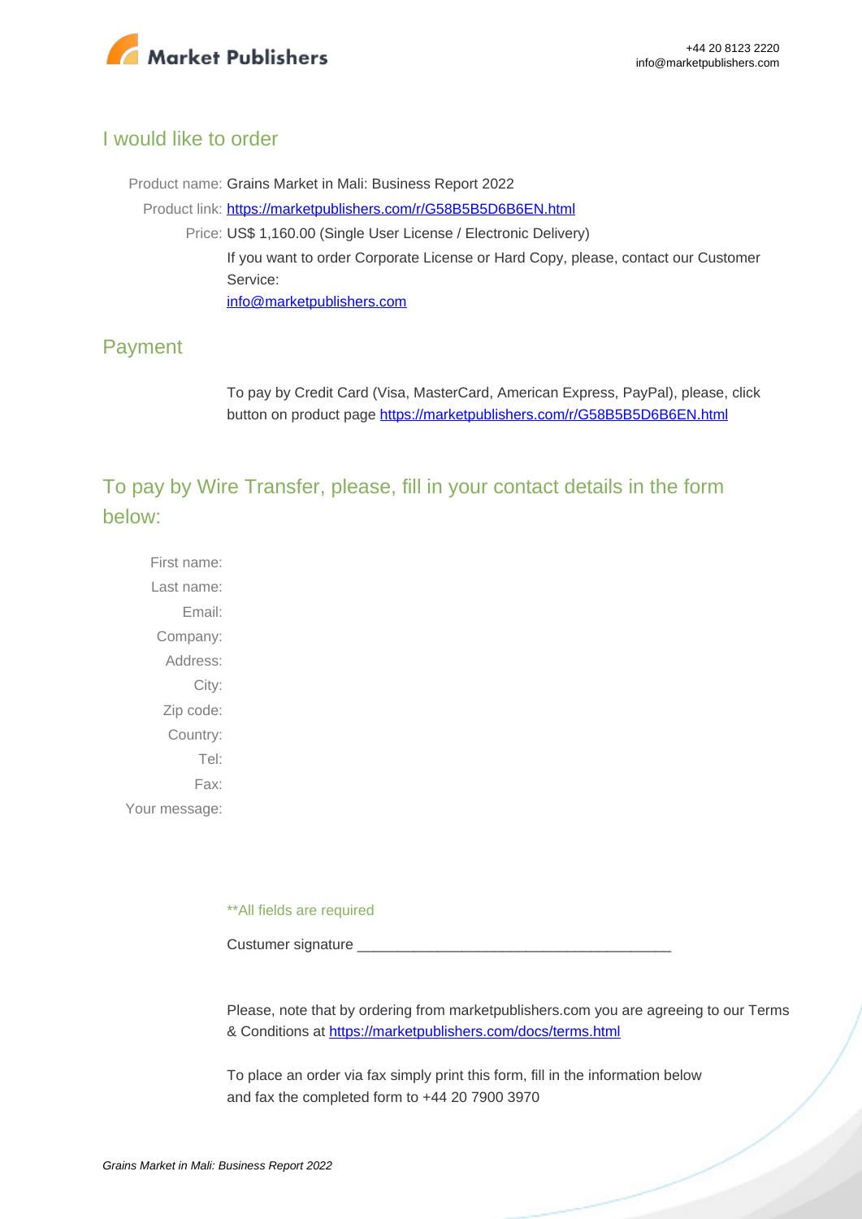## I would like to order

Product name: Grains Market in Mali: Business Report 2022

Product link: [https://marketpublishers.com/r/G58B5B5D6B6EN.html](https://marketpublishers.com/r/G58B5B5D6B6EN.html)

Price: US$ 1,160.00 (Single User License / Electronic Delivery)

If you want to order Corporate License or Hard Copy, please, contact our Customer Service:

[info@marketpublishers.com](mailto:info@marketpublishers.com)

## Payment

To pay by Credit Card (Visa, MasterCard, American Express, PayPal), please, click button on product page [https://marketpublishers.com/r/G58B5B5D6B6EN.html](https://marketpublishers.com/r/G58B5B5D6B6EN.html)

## To pay by Wire Transfer, please, fill in your contact details in the form below:

First name:

Last name:

Email:

Company:

Address:

City:

Zip code:

Country:

Tel:

Fax:

Your message:

**All fields are required

Custumer signature _______________________________________

Please, note that by ordering from marketpublishers.com you are agreeing to our Terms & Conditions at [https://marketpublishers.com/docs/terms.html](https://marketpublishers.com/docs/terms.html)

To place an order via fax simply print this form, fill in the information below and fax the completed form to +44 20 7900 3970